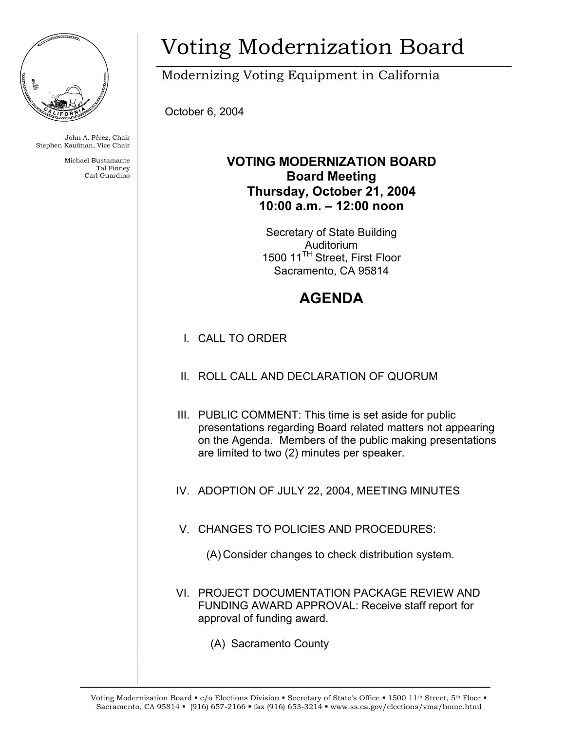# Voting Modernization Board

Modernizing Voting Equipment in California

October 6, 2004

John A. Pérez, Chair
Stephen Kaufman, Vice Chair

Michael Bustamante
Tal Finney
Carl Guardino

**VOTING MODERNIZATION BOARD**
**Board Meeting**
**Thursday, October 21, 2004**
**10:00 a.m. – 12:00 noon**

Secretary of State Building
Auditorium
1500 11TH Street, First Floor
Sacramento, CA 95814

## AGENDA

I. CALL TO ORDER

II. ROLL CALL AND DECLARATION OF QUORUM

III. PUBLIC COMMENT: This time is set aside for public presentations regarding Board related matters not appearing on the Agenda. Members of the public making presentations are limited to two (2) minutes per speaker.

IV. ADOPTION OF JULY 22, 2004, MEETING MINUTES

V. CHANGES TO POLICIES AND PROCEDURES:

(A) Consider changes to check distribution system.

VI. PROJECT DOCUMENTATION PACKAGE REVIEW AND FUNDING AWARD APPROVAL: Receive staff report for approval of funding award.

(A) Sacramento County

Voting Modernization Board ▪ c/o Elections Division ▪ Secretary of State's Office ▪ 1500 11th Street, 5th Floor ▪ Sacramento, CA 95814 ▪ (916) 657-2166 ▪ fax (916) 653-3214 ▪ www.ss.ca.gov/elections/vma/home.html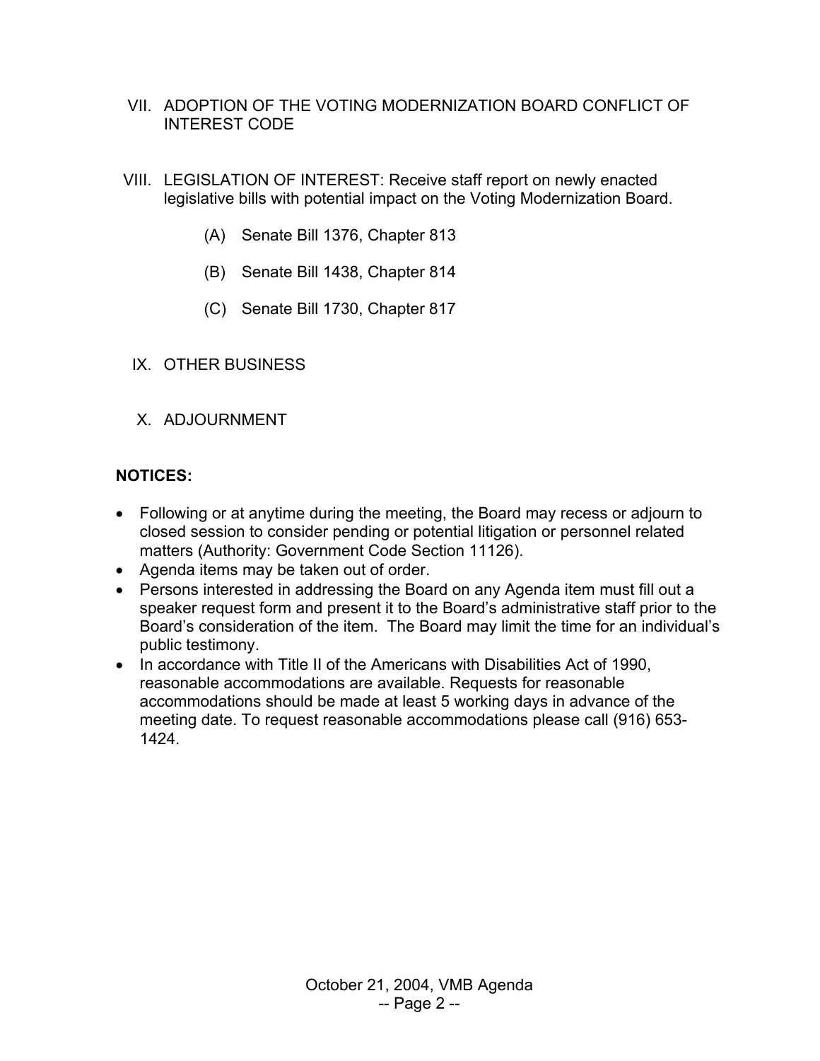VII. ADOPTION OF THE VOTING MODERNIZATION BOARD CONFLICT OF INTEREST CODE

VIII. LEGISLATION OF INTEREST: Receive staff report on newly enacted legislative bills with potential impact on the Voting Modernization Board.

(A) Senate Bill 1376, Chapter 813

(B) Senate Bill 1438, Chapter 814

(C) Senate Bill 1730, Chapter 817

IX. OTHER BUSINESS

X. ADJOURNMENT

**NOTICES:**

- Following or at anytime during the meeting, the Board may recess or adjourn to closed session to consider pending or potential litigation or personnel related matters (Authority: Government Code Section 11126).
- Agenda items may be taken out of order.
- Persons interested in addressing the Board on any Agenda item must fill out a speaker request form and present it to the Board's administrative staff prior to the Board's consideration of the item. The Board may limit the time for an individual's public testimony.
- In accordance with Title II of the Americans with Disabilities Act of 1990, reasonable accommodations are available. Requests for reasonable accommodations should be made at least 5 working days in advance of the meeting date. To request reasonable accommodations please call (916) 653-1424.